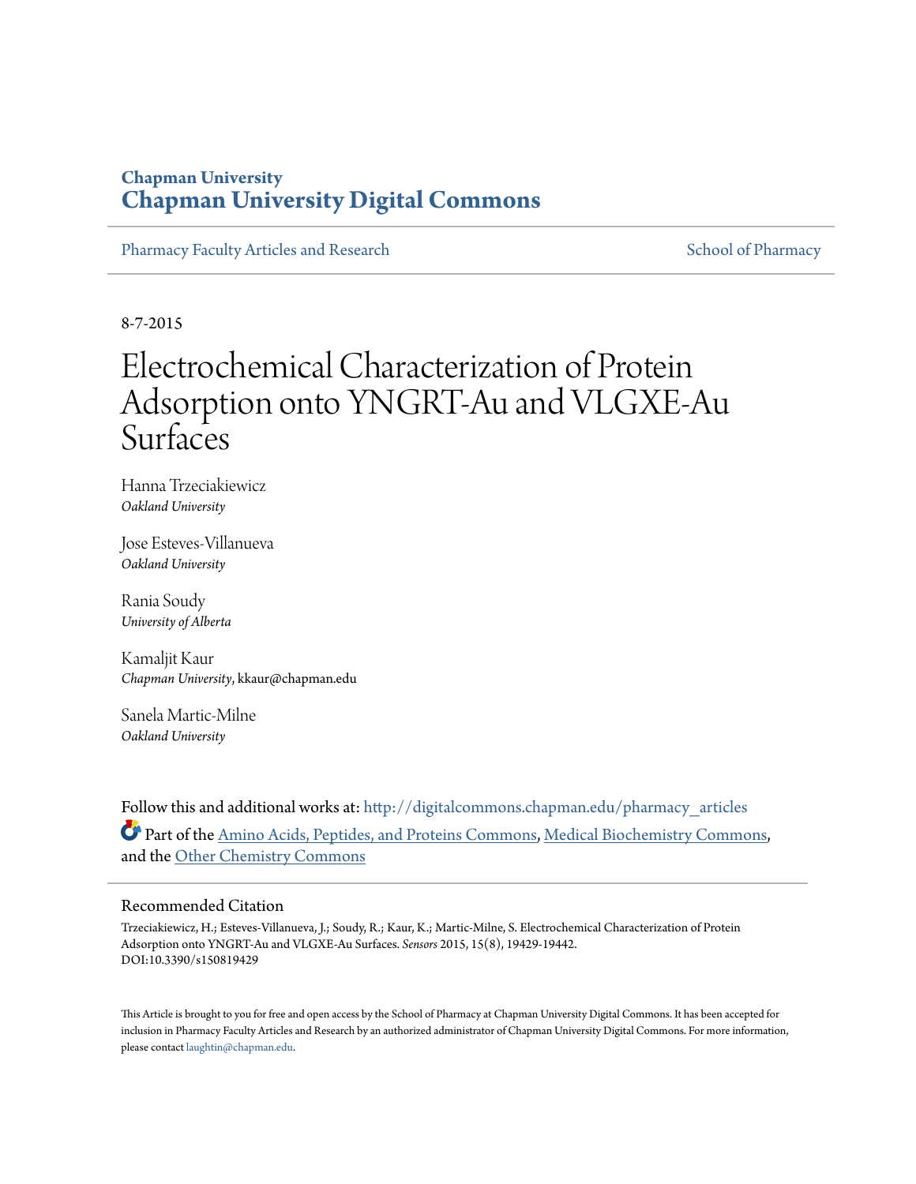## Chapman University
# Chapman University Digital Commons

Pharmacy Faculty Articles and Research

School of Pharmacy

8-7-2015

# Electrochemical Characterization of Protein Adsorption onto YNGRT-Au and VLGXE-Au Surfaces

Hanna Trzeciakiewicz
*Oakland University*

Jose Esteves-Villanueva
*Oakland University*

Rania Soudy
*University of Alberta*

Kamaljit Kaur
*Chapman University*, kkaur@chapman.edu

Sanela Martic-Milne
*Oakland University*

Follow this and additional works at: http://digitalcommons.chapman.edu/pharmacy_articles

Part of the Amino Acids, Peptides, and Proteins Commons, Medical Biochemistry Commons, and the Other Chemistry Commons

### Recommended Citation

Trzeciakiewicz, H.; Esteves-Villanueva, J.; Soudy, R.; Kaur, K.; Martic-Milne, S. Electrochemical Characterization of Protein Adsorption onto YNGRT-Au and VLGXE-Au Surfaces. *Sensors* 2015, 15(8), 19429-19442. DOI:10.3390/s150819429

This Article is brought to you for free and open access by the School of Pharmacy at Chapman University Digital Commons. It has been accepted for inclusion in Pharmacy Faculty Articles and Research by an authorized administrator of Chapman University Digital Commons. For more information, please contact laughtin@chapman.edu.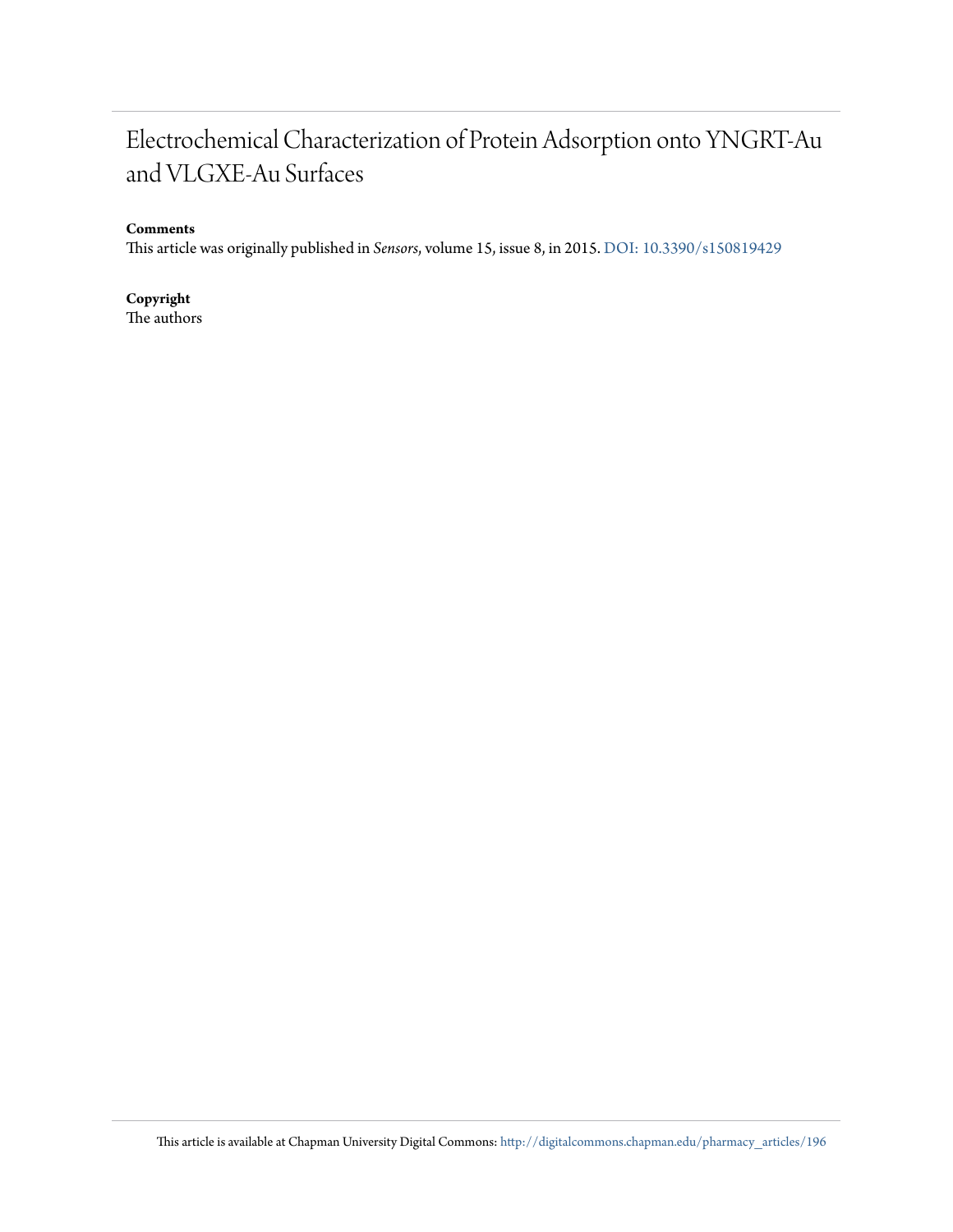# Electrochemical Characterization of Protein Adsorption onto YNGRT-Au and VLGXE-Au Surfaces

**Comments**

This article was originally published in *Sensors*, volume 15, issue 8, in 2015. DOI: 10.3390/s150819429

**Copyright**

The authors

This article is available at Chapman University Digital Commons: http://digitalcommons.chapman.edu/pharmacy_articles/196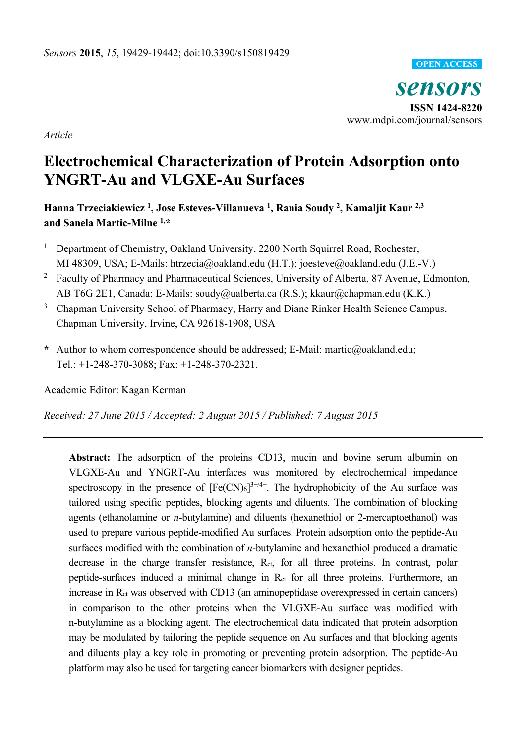*Sensors* **2015**, *15*, 19429-19442; doi:10.3390/s150819429

**OPEN ACCESS**

***sensors***

**ISSN 1424-8220**

www.mdpi.com/journal/sensors

*Article*

# Electrochemical Characterization of Protein Adsorption onto YNGRT-Au and VLGXE-Au Surfaces

**Hanna Trzeciakiewicz [1], Jose Esteves-Villanueva [1], Rania Soudy [2], Kamaljit Kaur [2,3] and Sanela Martic-Milne [1,*]**

[1] Department of Chemistry, Oakland University, 2200 North Squirrel Road, Rochester, MI 48309, USA; E-Mails: htrzecia@oakland.edu (H.T.); joesteve@oakland.edu (J.E.-V.)

[2] Faculty of Pharmacy and Pharmaceutical Sciences, University of Alberta, 87 Avenue, Edmonton, AB T6G 2E1, Canada; E-Mails: soudy@ualberta.ca (R.S.); kkaur@chapman.edu (K.K.)

[3] Chapman University School of Pharmacy, Harry and Diane Rinker Health Science Campus, Chapman University, Irvine, CA 92618-1908, USA

**\*** Author to whom correspondence should be addressed; E-Mail: martic@oakland.edu; Tel.: +1-248-370-3088; Fax: +1-248-370-2321.

Academic Editor: Kagan Kerman

*Received: 27 June 2015 / Accepted: 2 August 2015 / Published: 7 August 2015*

---

**Abstract:** The adsorption of the proteins CD13, mucin and bovine serum albumin on VLGXE-Au and YNGRT-Au interfaces was monitored by electrochemical impedance spectroscopy in the presence of $[Fe(CN)_6]^{3-/4-}$. The hydrophobicity of the Au surface was tailored using specific peptides, blocking agents and diluents. The combination of blocking agents (ethanolamine or *n*-butylamine) and diluents (hexanethiol or 2-mercaptoethanol) was used to prepare various peptide-modified Au surfaces. Protein adsorption onto the peptide-Au surfaces modified with the combination of *n*-butylamine and hexanethiol produced a dramatic decrease in the charge transfer resistance, $R_{ct}$, for all three proteins. In contrast, polar peptide-surfaces induced a minimal change in $R_{ct}$ for all three proteins. Furthermore, an increase in $R_{ct}$ was observed with CD13 (an aminopeptidase overexpressed in certain cancers) in comparison to the other proteins when the VLGXE-Au surface was modified with n-butylamine as a blocking agent. The electrochemical data indicated that protein adsorption may be modulated by tailoring the peptide sequence on Au surfaces and that blocking agents and diluents play a key role in promoting or preventing protein adsorption. The peptide-Au platform may also be used for targeting cancer biomarkers with designer peptides.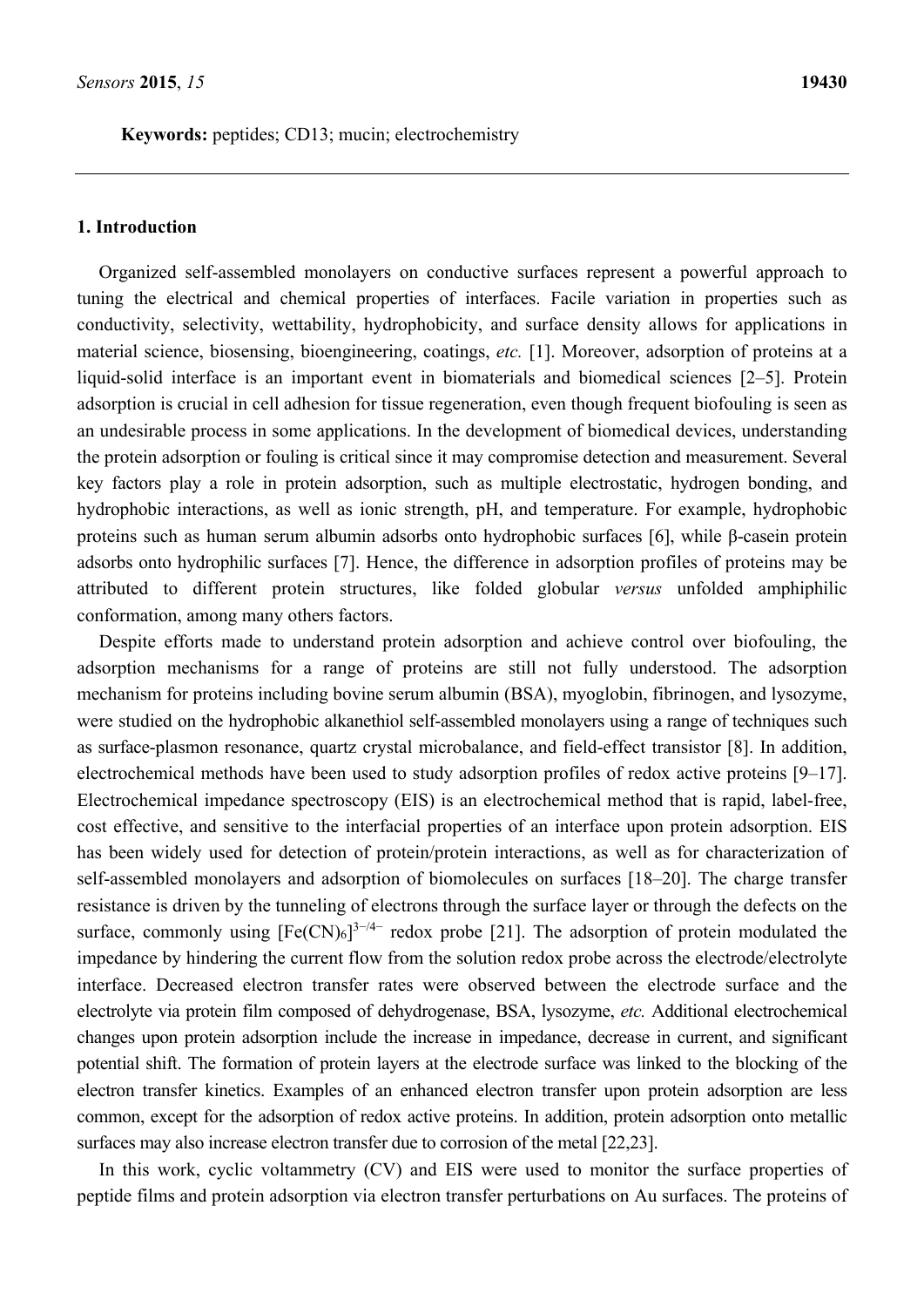**Keywords:** peptides; CD13; mucin; electrochemistry

## 1. Introduction

Organized self-assembled monolayers on conductive surfaces represent a powerful approach to tuning the electrical and chemical properties of interfaces. Facile variation in properties such as conductivity, selectivity, wettability, hydrophobicity, and surface density allows for applications in material science, biosensing, bioengineering, coatings, *etc.* [1]. Moreover, adsorption of proteins at a liquid-solid interface is an important event in biomaterials and biomedical sciences [2–5]. Protein adsorption is crucial in cell adhesion for tissue regeneration, even though frequent biofouling is seen as an undesirable process in some applications. In the development of biomedical devices, understanding the protein adsorption or fouling is critical since it may compromise detection and measurement. Several key factors play a role in protein adsorption, such as multiple electrostatic, hydrogen bonding, and hydrophobic interactions, as well as ionic strength, pH, and temperature. For example, hydrophobic proteins such as human serum albumin adsorbs onto hydrophobic surfaces [6], while β-casein protein adsorbs onto hydrophilic surfaces [7]. Hence, the difference in adsorption profiles of proteins may be attributed to different protein structures, like folded globular *versus* unfolded amphiphilic conformation, among many others factors.

Despite efforts made to understand protein adsorption and achieve control over biofouling, the adsorption mechanisms for a range of proteins are still not fully understood. The adsorption mechanism for proteins including bovine serum albumin (BSA), myoglobin, fibrinogen, and lysozyme, were studied on the hydrophobic alkanethiol self-assembled monolayers using a range of techniques such as surface-plasmon resonance, quartz crystal microbalance, and field-effect transistor [8]. In addition, electrochemical methods have been used to study adsorption profiles of redox active proteins [9–17]. Electrochemical impedance spectroscopy (EIS) is an electrochemical method that is rapid, label-free, cost effective, and sensitive to the interfacial properties of an interface upon protein adsorption. EIS has been widely used for detection of protein/protein interactions, as well as for characterization of self-assembled monolayers and adsorption of biomolecules on surfaces [18–20]. The charge transfer resistance is driven by the tunneling of electrons through the surface layer or through the defects on the surface, commonly using $[Fe(CN)_6]^{3-/4-}$ redox probe [21]. The adsorption of protein modulated the impedance by hindering the current flow from the solution redox probe across the electrode/electrolyte interface. Decreased electron transfer rates were observed between the electrode surface and the electrolyte via protein film composed of dehydrogenase, BSA, lysozyme, *etc.* Additional electrochemical changes upon protein adsorption include the increase in impedance, decrease in current, and significant potential shift. The formation of protein layers at the electrode surface was linked to the blocking of the electron transfer kinetics. Examples of an enhanced electron transfer upon protein adsorption are less common, except for the adsorption of redox active proteins. In addition, protein adsorption onto metallic surfaces may also increase electron transfer due to corrosion of the metal [22,23].

In this work, cyclic voltammetry (CV) and EIS were used to monitor the surface properties of peptide films and protein adsorption via electron transfer perturbations on Au surfaces. The proteins of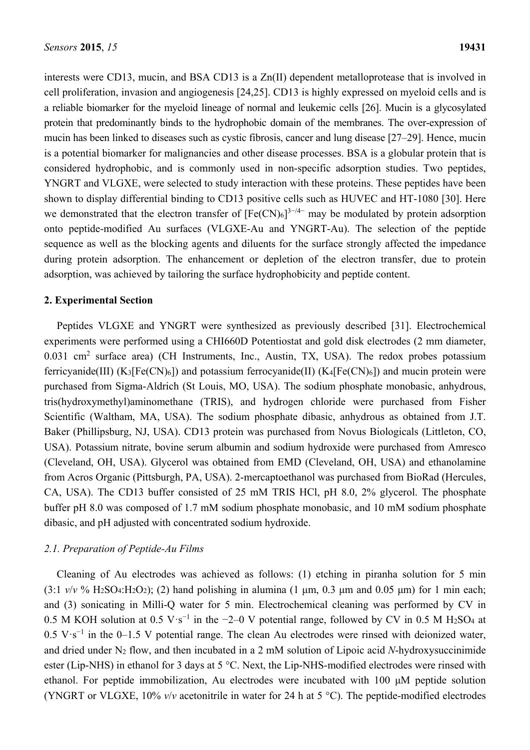interests were CD13, mucin, and BSA CD13 is a Zn(II) dependent metalloprotease that is involved in cell proliferation, invasion and angiogenesis [24,25]. CD13 is highly expressed on myeloid cells and is a reliable biomarker for the myeloid lineage of normal and leukemic cells [26]. Mucin is a glycosylated protein that predominantly binds to the hydrophobic domain of the membranes. The over-expression of mucin has been linked to diseases such as cystic fibrosis, cancer and lung disease [27–29]. Hence, mucin is a potential biomarker for malignancies and other disease processes. BSA is a globular protein that is considered hydrophobic, and is commonly used in non-specific adsorption studies. Two peptides, YNGRT and VLGXE, were selected to study interaction with these proteins. These peptides have been shown to display differential binding to CD13 positive cells such as HUVEC and HT-1080 [30]. Here we demonstrated that the electron transfer of $[Fe(CN)_6]^{3-/4-}$ may be modulated by protein adsorption onto peptide-modified Au surfaces (VLGXE-Au and YNGRT-Au). The selection of the peptide sequence as well as the blocking agents and diluents for the surface strongly affected the impedance during protein adsorption. The enhancement or depletion of the electron transfer, due to protein adsorption, was achieved by tailoring the surface hydrophobicity and peptide content.

## 2. Experimental Section

Peptides VLGXE and YNGRT were synthesized as previously described [31]. Electrochemical experiments were performed using a CHI660D Potentiostat and gold disk electrodes (2 mm diameter, 0.031 $cm^2$ surface area) (CH Instruments, Inc., Austin, TX, USA). The redox probes potassium ferricyanide(III) ($K_3[Fe(CN)_6]$) and potassium ferrocyanide(II) ($K_4[Fe(CN)_6]$) and mucin protein were purchased from Sigma-Aldrich (St Louis, MO, USA). The sodium phosphate monobasic, anhydrous, tris(hydroxymethyl)aminomethane (TRIS), and hydrogen chloride were purchased from Fisher Scientific (Waltham, MA, USA). The sodium phosphate dibasic, anhydrous as obtained from J.T. Baker (Phillipsburg, NJ, USA). CD13 protein was purchased from Novus Biologicals (Littleton, CO, USA). Potassium nitrate, bovine serum albumin and sodium hydroxide were purchased from Amresco (Cleveland, OH, USA). Glycerol was obtained from EMD (Cleveland, OH, USA) and ethanolamine from Acros Organic (Pittsburgh, PA, USA). 2-mercaptoethanol was purchased from BioRad (Hercules, CA, USA). The CD13 buffer consisted of 25 mM TRIS HCl, pH 8.0, 2% glycerol. The phosphate buffer pH 8.0 was composed of 1.7 mM sodium phosphate monobasic, and 10 mM sodium phosphate dibasic, and pH adjusted with concentrated sodium hydroxide.

### 2.1. Preparation of Peptide-Au Films

Cleaning of Au electrodes was achieved as follows: (1) etching in piranha solution for 5 min (3:1 *v*/*v* % $H_2SO_4$:$H_2O_2$); (2) hand polishing in alumina (1 μm, 0.3 μm and 0.05 μm) for 1 min each; and (3) sonicating in Milli-Q water for 5 min. Electrochemical cleaning was performed by CV in 0.5 M KOH solution at 0.5 $V \cdot s^{-1}$ in the −2–0 V potential range, followed by CV in 0.5 M $H_2SO_4$ at 0.5 $V \cdot s^{-1}$ in the 0–1.5 V potential range. The clean Au electrodes were rinsed with deionized water, and dried under $N_2$ flow, and then incubated in a 2 mM solution of Lipoic acid *N*-hydroxysuccinimide ester (Lip-NHS) in ethanol for 3 days at 5 °C. Next, the Lip-NHS-modified electrodes were rinsed with ethanol. For peptide immobilization, Au electrodes were incubated with 100 μM peptide solution (YNGRT or VLGXE, 10% *v*/*v* acetonitrile in water for 24 h at 5 °C). The peptide-modified electrodes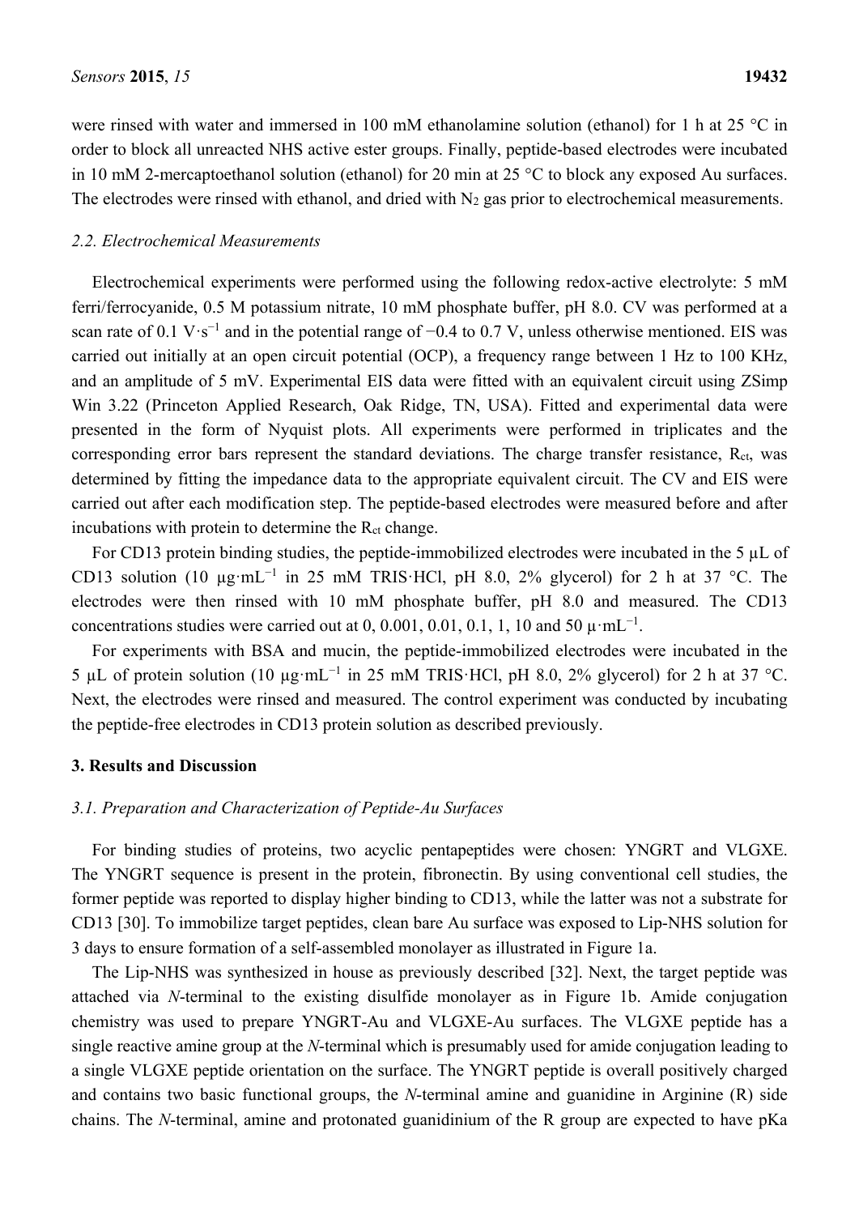were rinsed with water and immersed in 100 mM ethanolamine solution (ethanol) for 1 h at 25 °C in order to block all unreacted NHS active ester groups. Finally, peptide-based electrodes were incubated in 10 mM 2-mercaptoethanol solution (ethanol) for 20 min at 25 °C to block any exposed Au surfaces. The electrodes were rinsed with ethanol, and dried with $N_2$ gas prior to electrochemical measurements.

### *2.2. Electrochemical Measurements*

Electrochemical experiments were performed using the following redox-active electrolyte: 5 mM ferri/ferrocyanide, 0.5 M potassium nitrate, 10 mM phosphate buffer, pH 8.0. CV was performed at a scan rate of 0.1 $V \cdot s^{-1}$ and in the potential range of −0.4 to 0.7 V, unless otherwise mentioned. EIS was carried out initially at an open circuit potential (OCP), a frequency range between 1 Hz to 100 KHz, and an amplitude of 5 mV. Experimental EIS data were fitted with an equivalent circuit using ZSimp Win 3.22 (Princeton Applied Research, Oak Ridge, TN, USA). Fitted and experimental data were presented in the form of Nyquist plots. All experiments were performed in triplicates and the corresponding error bars represent the standard deviations. The charge transfer resistance, $R_{ct}$, was determined by fitting the impedance data to the appropriate equivalent circuit. The CV and EIS were carried out after each modification step. The peptide-based electrodes were measured before and after incubations with protein to determine the $R_{ct}$ change.

For CD13 protein binding studies, the peptide-immobilized electrodes were incubated in the 5 µL of CD13 solution (10 $\mu g \cdot mL^{-1}$ in 25 mM TRIS·HCl, pH 8.0, 2% glycerol) for 2 h at 37 °C. The electrodes were then rinsed with 10 mM phosphate buffer, pH 8.0 and measured. The CD13 concentrations studies were carried out at 0, 0.001, 0.01, 0.1, 1, 10 and 50 $\mu \cdot mL^{-1}$.

For experiments with BSA and mucin, the peptide-immobilized electrodes were incubated in the 5 µL of protein solution (10 $\mu g \cdot mL^{-1}$ in 25 mM TRIS·HCl, pH 8.0, 2% glycerol) for 2 h at 37 °C. Next, the electrodes were rinsed and measured. The control experiment was conducted by incubating the peptide-free electrodes in CD13 protein solution as described previously.

## 3. Results and Discussion

### *3.1. Preparation and Characterization of Peptide-Au Surfaces*

For binding studies of proteins, two acyclic pentapeptides were chosen: YNGRT and VLGXE. The YNGRT sequence is present in the protein, fibronectin. By using conventional cell studies, the former peptide was reported to display higher binding to CD13, while the latter was not a substrate for CD13 [30]. To immobilize target peptides, clean bare Au surface was exposed to Lip-NHS solution for 3 days to ensure formation of a self-assembled monolayer as illustrated in Figure 1a.

The Lip-NHS was synthesized in house as previously described [32]. Next, the target peptide was attached via *N*-terminal to the existing disulfide monolayer as in Figure 1b. Amide conjugation chemistry was used to prepare YNGRT-Au and VLGXE-Au surfaces. The VLGXE peptide has a single reactive amine group at the *N*-terminal which is presumably used for amide conjugation leading to a single VLGXE peptide orientation on the surface. The YNGRT peptide is overall positively charged and contains two basic functional groups, the *N*-terminal amine and guanidine in Arginine (R) side chains. The *N*-terminal, amine and protonated guanidinium of the R group are expected to have pKa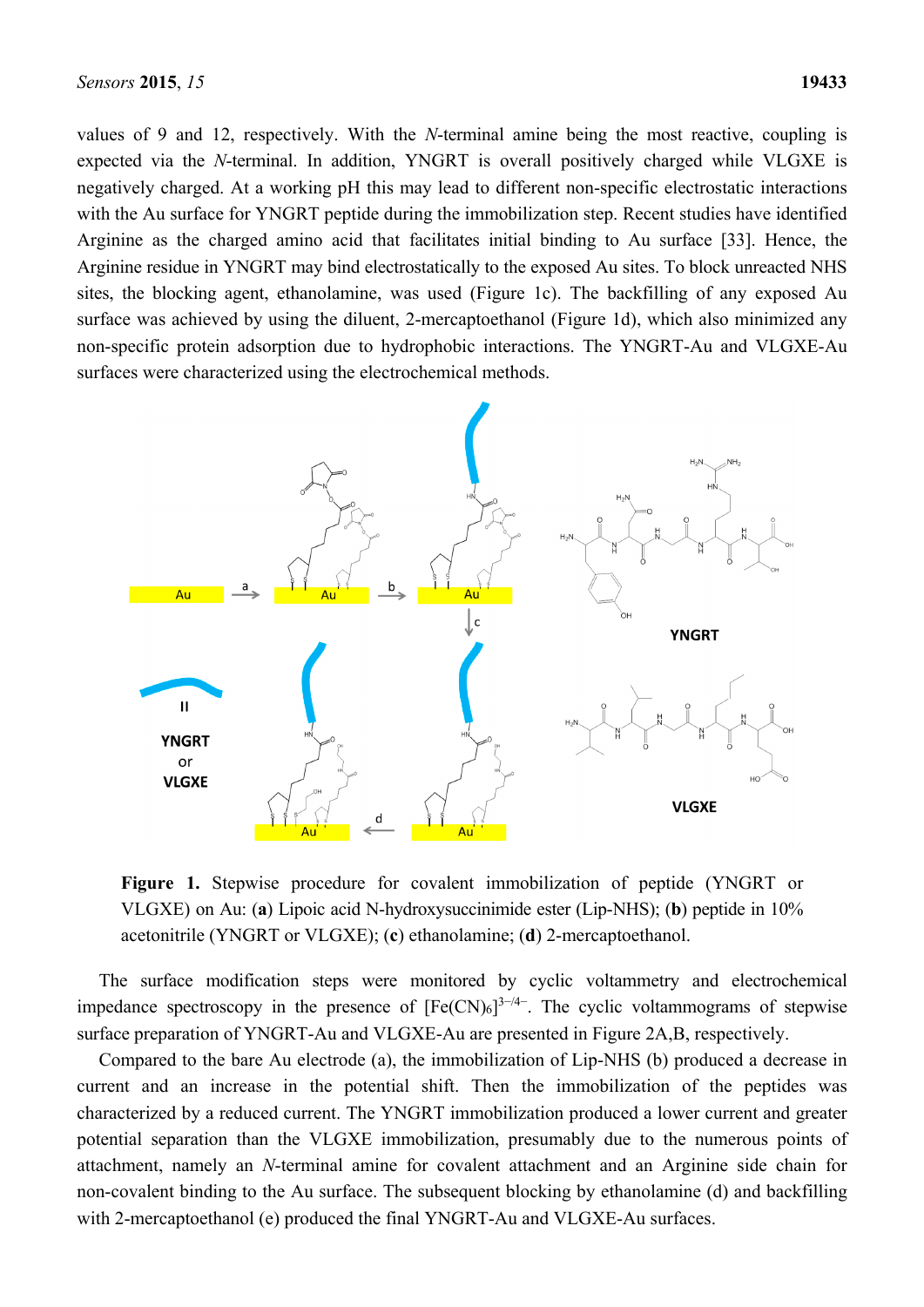values of 9 and 12, respectively. With the *N*-terminal amine being the most reactive, coupling is expected via the *N*-terminal. In addition, YNGRT is overall positively charged while VLGXE is negatively charged. At a working pH this may lead to different non-specific electrostatic interactions with the Au surface for YNGRT peptide during the immobilization step. Recent studies have identified Arginine as the charged amino acid that facilitates initial binding to Au surface [33]. Hence, the Arginine residue in YNGRT may bind electrostatically to the exposed Au sites. To block unreacted NHS sites, the blocking agent, ethanolamine, was used (Figure 1c). The backfilling of any exposed Au surface was achieved by using the diluent, 2-mercaptoethanol (Figure 1d), which also minimized any non-specific protein adsorption due to hydrophobic interactions. The YNGRT-Au and VLGXE-Au surfaces were characterized using the electrochemical methods.

**Figure 1.** Stepwise procedure for covalent immobilization of peptide (YNGRT or VLGXE) on Au: (**a**) Lipoic acid N-hydroxysuccinimide ester (Lip-NHS); (**b**) peptide in 10% acetonitrile (YNGRT or VLGXE); (**c**) ethanolamine; (**d**) 2-mercaptoethanol.

The surface modification steps were monitored by cyclic voltammetry and electrochemical impedance spectroscopy in the presence of $[Fe(CN)_6]^{3-/4-}$. The cyclic voltammograms of stepwise surface preparation of YNGRT-Au and VLGXE-Au are presented in Figure 2A,B, respectively.

Compared to the bare Au electrode (a), the immobilization of Lip-NHS (b) produced a decrease in current and an increase in the potential shift. Then the immobilization of the peptides was characterized by a reduced current. The YNGRT immobilization produced a lower current and greater potential separation than the VLGXE immobilization, presumably due to the numerous points of attachment, namely an *N*-terminal amine for covalent attachment and an Arginine side chain for non-covalent binding to the Au surface. The subsequent blocking by ethanolamine (d) and backfilling with 2-mercaptoethanol (e) produced the final YNGRT-Au and VLGXE-Au surfaces.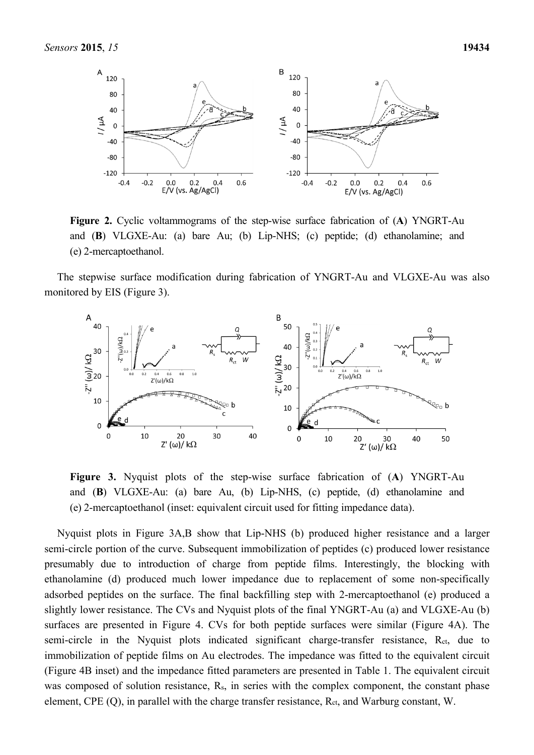**Figure 2.** Cyclic voltammograms of the step-wise surface fabrication of (**A**) YNGRT-Au and (**B**) VLGXE-Au: (a) bare Au; (b) Lip-NHS; (c) peptide; (d) ethanolamine; and (e) 2-mercaptoethanol.

The stepwise surface modification during fabrication of YNGRT-Au and VLGXE-Au was also monitored by EIS (Figure 3).

**Figure 3.** Nyquist plots of the step-wise surface fabrication of (**A**) YNGRT-Au and (**B**) VLGXE-Au: (a) bare Au, (b) Lip-NHS, (c) peptide, (d) ethanolamine and (e) 2-mercaptoethanol (inset: equivalent circuit used for fitting impedance data).

Nyquist plots in Figure 3A,B show that Lip-NHS (b) produced higher resistance and a larger semi-circle portion of the curve. Subsequent immobilization of peptides (c) produced lower resistance presumably due to introduction of charge from peptide films. Interestingly, the blocking with ethanolamine (d) produced much lower impedance due to replacement of some non-specifically adsorbed peptides on the surface. The final backfilling step with 2-mercaptoethanol (e) produced a slightly lower resistance. The CVs and Nyquist plots of the final YNGRT-Au (a) and VLGXE-Au (b) surfaces are presented in Figure 4. CVs for both peptide surfaces were similar (Figure 4A). The semi-circle in the Nyquist plots indicated significant charge-transfer resistance, $R_{ct}$, due to immobilization of peptide films on Au electrodes. The impedance was fitted to the equivalent circuit (Figure 4B inset) and the impedance fitted parameters are presented in Table 1. The equivalent circuit was composed of solution resistance, $R_s$, in series with the complex component, the constant phase element, CPE (Q), in parallel with the charge transfer resistance, $R_{ct}$, and Warburg constant, W.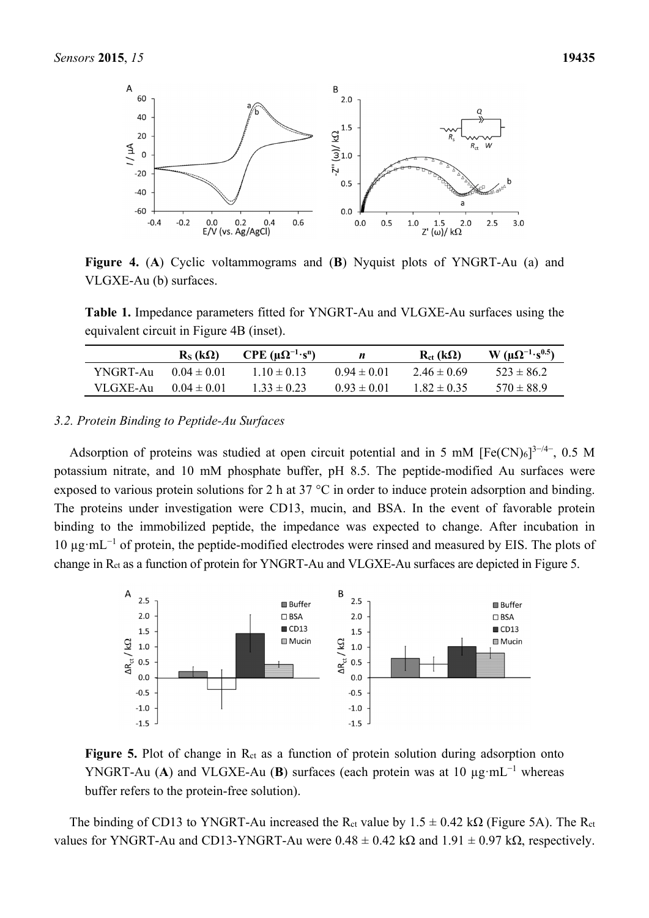**Figure 4.** (**A**) Cyclic voltammograms and (**B**) Nyquist plots of YNGRT-Au (a) and VLGXE-Au (b) surfaces.

**Table 1.** Impedance parameters fitted for YNGRT-Au and VLGXE-Au surfaces using the equivalent circuit in Figure 4B (inset).

| | $R_S$ (kΩ) | CPE ($\mu\Omega^{-1}\cdot s^n$) | $n$ | $R_{ct}$ (kΩ) | W ($\mu\Omega^{-1}\cdot s^{0.5}$) |
|---|---|---|---|---|---|
| YNGRT-Au | 0.04 ± 0.01 | 1.10 ± 0.13 | 0.94 ± 0.01 | 2.46 ± 0.69 | 523 ± 86.2 |
| VLGXE-Au | 0.04 ± 0.01 | 1.33 ± 0.23 | 0.93 ± 0.01 | 1.82 ± 0.35 | 570 ± 88.9 |

### 3.2. Protein Binding to Peptide-Au Surfaces

Adsorption of proteins was studied at open circuit potential and in 5 mM $[Fe(CN)_6]^{3-/4-}$, 0.5 M potassium nitrate, and 10 mM phosphate buffer, pH 8.5. The peptide-modified Au surfaces were exposed to various protein solutions for 2 h at 37 °C in order to induce protein adsorption and binding. The proteins under investigation were CD13, mucin, and BSA. In the event of favorable protein binding to the immobilized peptide, the impedance was expected to change. After incubation in 10 µg·mL$^{-1}$ of protein, the peptide-modified electrodes were rinsed and measured by EIS. The plots of change in $R_{ct}$ as a function of protein for YNGRT-Au and VLGXE-Au surfaces are depicted in Figure 5.

**Figure 5.** Plot of change in $R_{ct}$ as a function of protein solution during adsorption onto YNGRT-Au (**A**) and VLGXE-Au (**B**) surfaces (each protein was at 10 µg·mL$^{-1}$ whereas buffer refers to the protein-free solution).

The binding of CD13 to YNGRT-Au increased the $R_{ct}$ value by 1.5 ± 0.42 kΩ (Figure 5A). The $R_{ct}$ values for YNGRT-Au and CD13-YNGRT-Au were 0.48 ± 0.42 kΩ and 1.91 ± 0.97 kΩ, respectively.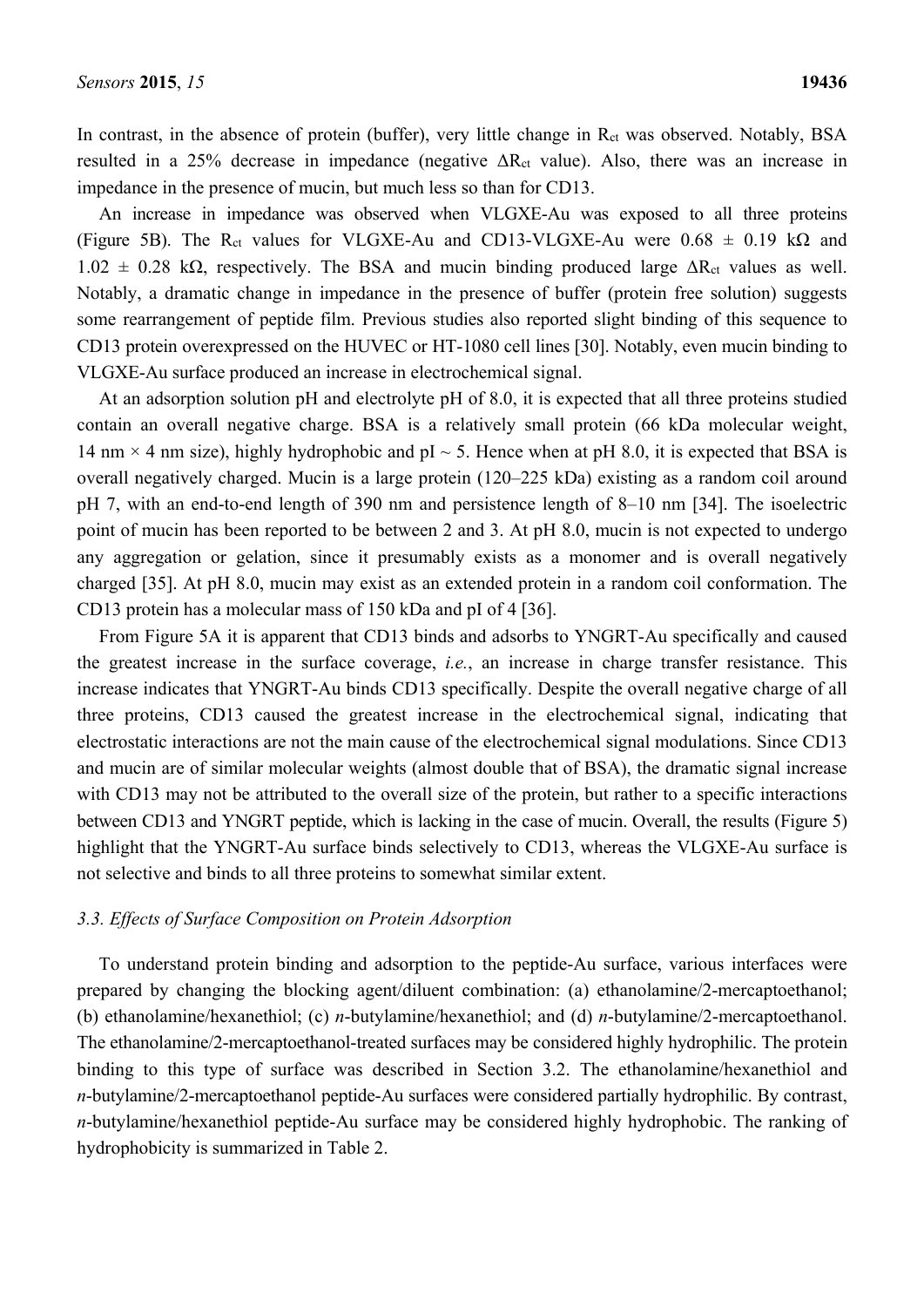In contrast, in the absence of protein (buffer), very little change in $R_{ct}$ was observed. Notably, BSA resulted in a 25% decrease in impedance (negative $\Delta R_{ct}$ value). Also, there was an increase in impedance in the presence of mucin, but much less so than for CD13.

An increase in impedance was observed when VLGXE-Au was exposed to all three proteins (Figure 5B). The $R_{ct}$ values for VLGXE-Au and CD13-VLGXE-Au were 0.68 ± 0.19 kΩ and 1.02 ± 0.28 kΩ, respectively. The BSA and mucin binding produced large $\Delta R_{ct}$ values as well. Notably, a dramatic change in impedance in the presence of buffer (protein free solution) suggests some rearrangement of peptide film. Previous studies also reported slight binding of this sequence to CD13 protein overexpressed on the HUVEC or HT-1080 cell lines [30]. Notably, even mucin binding to VLGXE-Au surface produced an increase in electrochemical signal.

At an adsorption solution pH and electrolyte pH of 8.0, it is expected that all three proteins studied contain an overall negative charge. BSA is a relatively small protein (66 kDa molecular weight, 14 nm × 4 nm size), highly hydrophobic and pI ~ 5. Hence when at pH 8.0, it is expected that BSA is overall negatively charged. Mucin is a large protein (120–225 kDa) existing as a random coil around pH 7, with an end-to-end length of 390 nm and persistence length of 8–10 nm [34]. The isoelectric point of mucin has been reported to be between 2 and 3. At pH 8.0, mucin is not expected to undergo any aggregation or gelation, since it presumably exists as a monomer and is overall negatively charged [35]. At pH 8.0, mucin may exist as an extended protein in a random coil conformation. The CD13 protein has a molecular mass of 150 kDa and pI of 4 [36].

From Figure 5A it is apparent that CD13 binds and adsorbs to YNGRT-Au specifically and caused the greatest increase in the surface coverage, *i.e.*, an increase in charge transfer resistance. This increase indicates that YNGRT-Au binds CD13 specifically. Despite the overall negative charge of all three proteins, CD13 caused the greatest increase in the electrochemical signal, indicating that electrostatic interactions are not the main cause of the electrochemical signal modulations. Since CD13 and mucin are of similar molecular weights (almost double that of BSA), the dramatic signal increase with CD13 may not be attributed to the overall size of the protein, but rather to a specific interactions between CD13 and YNGRT peptide, which is lacking in the case of mucin. Overall, the results (Figure 5) highlight that the YNGRT-Au surface binds selectively to CD13, whereas the VLGXE-Au surface is not selective and binds to all three proteins to somewhat similar extent.

### 3.3. Effects of Surface Composition on Protein Adsorption

To understand protein binding and adsorption to the peptide-Au surface, various interfaces were prepared by changing the blocking agent/diluent combination: (a) ethanolamine/2-mercaptoethanol; (b) ethanolamine/hexanethiol; (c) *n*-butylamine/hexanethiol; and (d) *n*-butylamine/2-mercaptoethanol. The ethanolamine/2-mercaptoethanol-treated surfaces may be considered highly hydrophilic. The protein binding to this type of surface was described in Section 3.2. The ethanolamine/hexanethiol and *n*-butylamine/2-mercaptoethanol peptide-Au surfaces were considered partially hydrophilic. By contrast, *n*-butylamine/hexanethiol peptide-Au surface may be considered highly hydrophobic. The ranking of hydrophobicity is summarized in Table 2.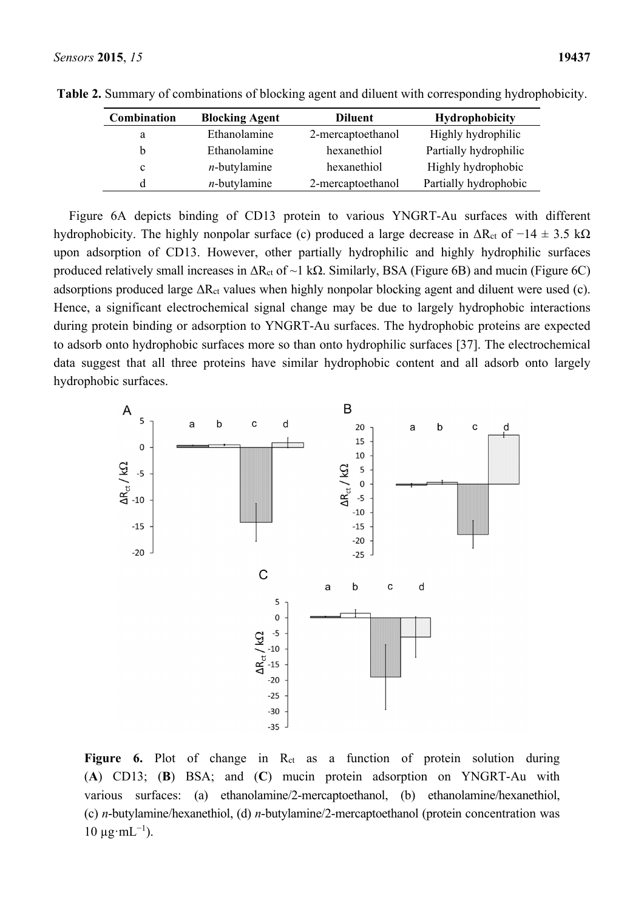**Table 2.** Summary of combinations of blocking agent and diluent with corresponding hydrophobicity.

| Combination | Blocking Agent | Diluent | Hydrophobicity |
|---|---|---|---|
| a | Ethanolamine | 2-mercaptoethanol | Highly hydrophilic |
| b | Ethanolamine | hexanethiol | Partially hydrophilic |
| c | *n*-butylamine | hexanethiol | Highly hydrophobic |
| d | *n*-butylamine | 2-mercaptoethanol | Partially hydrophobic |

Figure 6A depicts binding of CD13 protein to various YNGRT-Au surfaces with different hydrophobicity. The highly nonpolar surface (c) produced a large decrease in $\Delta R_{ct}$ of $-14 \pm 3.5$ kΩ upon adsorption of CD13. However, other partially hydrophilic and highly hydrophilic surfaces produced relatively small increases in $\Delta R_{ct}$ of ~1 kΩ. Similarly, BSA (Figure 6B) and mucin (Figure 6C) adsorptions produced large $\Delta R_{ct}$ values when highly nonpolar blocking agent and diluent were used (c). Hence, a significant electrochemical signal change may be due to largely hydrophobic interactions during protein binding or adsorption to YNGRT-Au surfaces. The hydrophobic proteins are expected to adsorb onto hydrophobic surfaces more so than onto hydrophilic surfaces [37]. The electrochemical data suggest that all three proteins have similar hydrophobic content and all adsorb onto largely hydrophobic surfaces.

**Figure 6.** Plot of change in $R_{ct}$ as a function of protein solution during (**A**) CD13; (**B**) BSA; and (**C**) mucin protein adsorption on YNGRT-Au with various surfaces: (a) ethanolamine/2-mercaptoethanol, (b) ethanolamine/hexanethiol, (c) *n*-butylamine/hexanethiol, (d) *n*-butylamine/2-mercaptoethanol (protein concentration was 10 μg·mL$^{-1}$).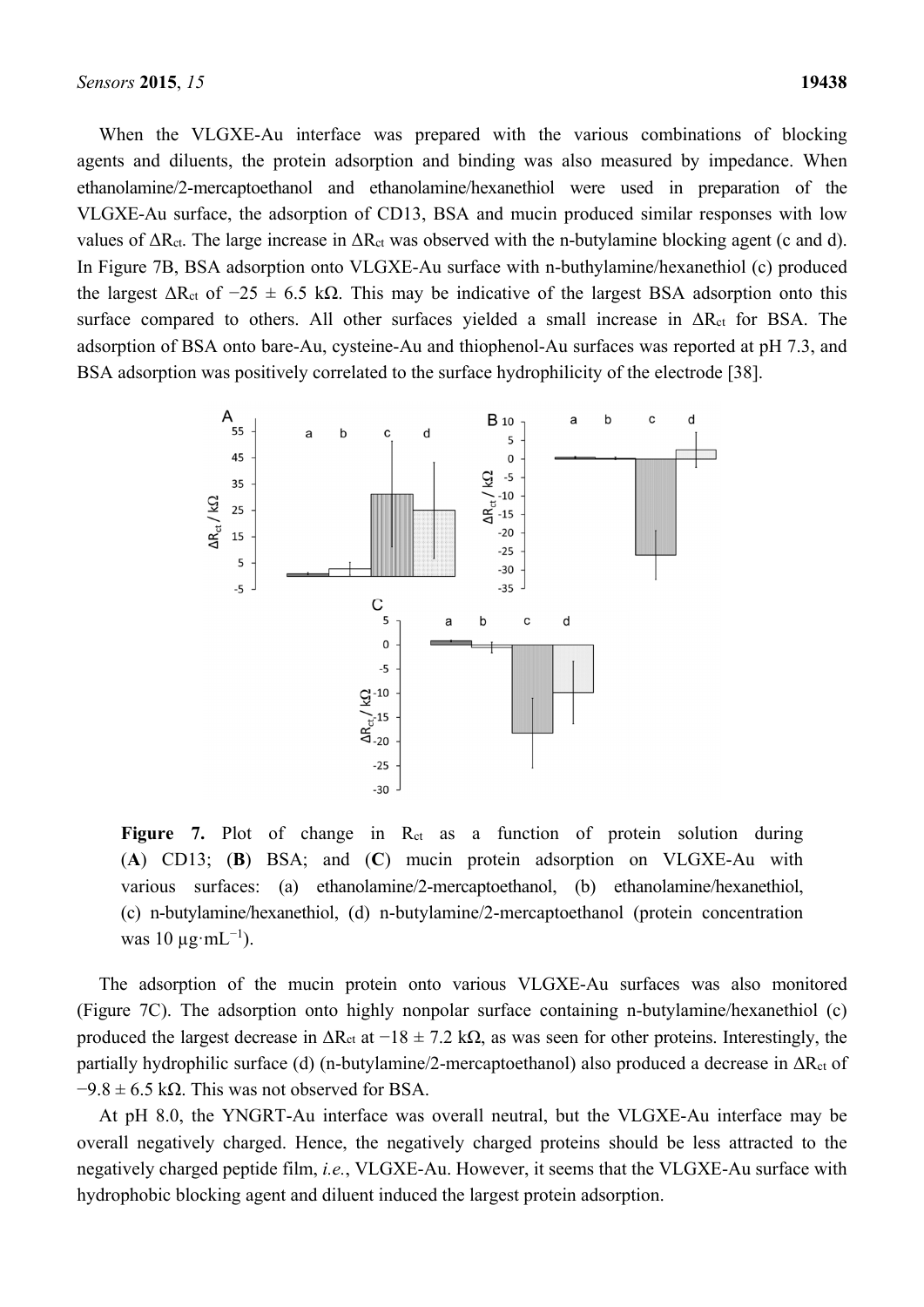When the VLGXE-Au interface was prepared with the various combinations of blocking agents and diluents, the protein adsorption and binding was also measured by impedance. When ethanolamine/2-mercaptoethanol and ethanolamine/hexanethiol were used in preparation of the VLGXE-Au surface, the adsorption of CD13, BSA and mucin produced similar responses with low values of $\Delta R_{ct}$. The large increase in $\Delta R_{ct}$ was observed with the n-butylamine blocking agent (c and d). In Figure 7B, BSA adsorption onto VLGXE-Au surface with n-buthylamine/hexanethiol (c) produced the largest $\Delta R_{ct}$ of $-25 \pm 6.5$ kΩ. This may be indicative of the largest BSA adsorption onto this surface compared to others. All other surfaces yielded a small increase in $\Delta R_{ct}$ for BSA. The adsorption of BSA onto bare-Au, cysteine-Au and thiophenol-Au surfaces was reported at pH 7.3, and BSA adsorption was positively correlated to the surface hydrophilicity of the electrode [38].

**Figure 7.** Plot of change in $R_{ct}$ as a function of protein solution during (**A**) CD13; (**B**) BSA; and (**C**) mucin protein adsorption on VLGXE-Au with various surfaces: (a) ethanolamine/2-mercaptoethanol, (b) ethanolamine/hexanethiol, (c) n-butylamine/hexanethiol, (d) n-butylamine/2-mercaptoethanol (protein concentration was 10 μg·mL$^{-1}$).

The adsorption of the mucin protein onto various VLGXE-Au surfaces was also monitored (Figure 7C). The adsorption onto highly nonpolar surface containing n-butylamine/hexanethiol (c) produced the largest decrease in $\Delta R_{ct}$ at $-18 \pm 7.2$ kΩ, as was seen for other proteins. Interestingly, the partially hydrophilic surface (d) (n-butylamine/2-mercaptoethanol) also produced a decrease in $\Delta R_{ct}$ of $-9.8 \pm 6.5$ kΩ. This was not observed for BSA.

At pH 8.0, the YNGRT-Au interface was overall neutral, but the VLGXE-Au interface may be overall negatively charged. Hence, the negatively charged proteins should be less attracted to the negatively charged peptide film, *i.e.*, VLGXE-Au. However, it seems that the VLGXE-Au surface with hydrophobic blocking agent and diluent induced the largest protein adsorption.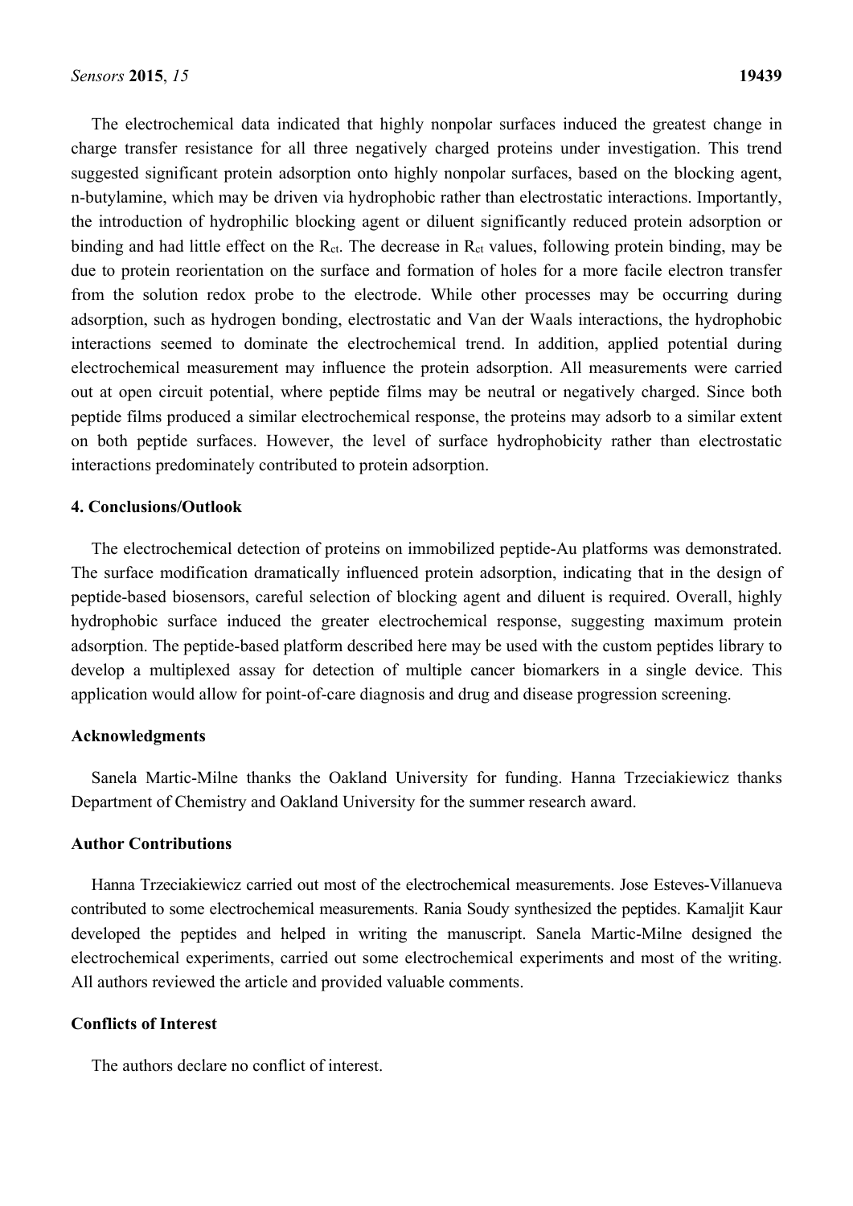The electrochemical data indicated that highly nonpolar surfaces induced the greatest change in charge transfer resistance for all three negatively charged proteins under investigation. This trend suggested significant protein adsorption onto highly nonpolar surfaces, based on the blocking agent, n-butylamine, which may be driven via hydrophobic rather than electrostatic interactions. Importantly, the introduction of hydrophilic blocking agent or diluent significantly reduced protein adsorption or binding and had little effect on the $R_{ct}$. The decrease in $R_{ct}$ values, following protein binding, may be due to protein reorientation on the surface and formation of holes for a more facile electron transfer from the solution redox probe to the electrode. While other processes may be occurring during adsorption, such as hydrogen bonding, electrostatic and Van der Waals interactions, the hydrophobic interactions seemed to dominate the electrochemical trend. In addition, applied potential during electrochemical measurement may influence the protein adsorption. All measurements were carried out at open circuit potential, where peptide films may be neutral or negatively charged. Since both peptide films produced a similar electrochemical response, the proteins may adsorb to a similar extent on both peptide surfaces. However, the level of surface hydrophobicity rather than electrostatic interactions predominately contributed to protein adsorption.

## 4. Conclusions/Outlook

The electrochemical detection of proteins on immobilized peptide-Au platforms was demonstrated. The surface modification dramatically influenced protein adsorption, indicating that in the design of peptide-based biosensors, careful selection of blocking agent and diluent is required. Overall, highly hydrophobic surface induced the greater electrochemical response, suggesting maximum protein adsorption. The peptide-based platform described here may be used with the custom peptides library to develop a multiplexed assay for detection of multiple cancer biomarkers in a single device. This application would allow for point-of-care diagnosis and drug and disease progression screening.

## Acknowledgments

Sanela Martic-Milne thanks the Oakland University for funding. Hanna Trzeciakiewicz thanks Department of Chemistry and Oakland University for the summer research award.

## Author Contributions

Hanna Trzeciakiewicz carried out most of the electrochemical measurements. Jose Esteves-Villanueva contributed to some electrochemical measurements. Rania Soudy synthesized the peptides. Kamaljit Kaur developed the peptides and helped in writing the manuscript. Sanela Martic-Milne designed the electrochemical experiments, carried out some electrochemical experiments and most of the writing. All authors reviewed the article and provided valuable comments.

## Conflicts of Interest

The authors declare no conflict of interest.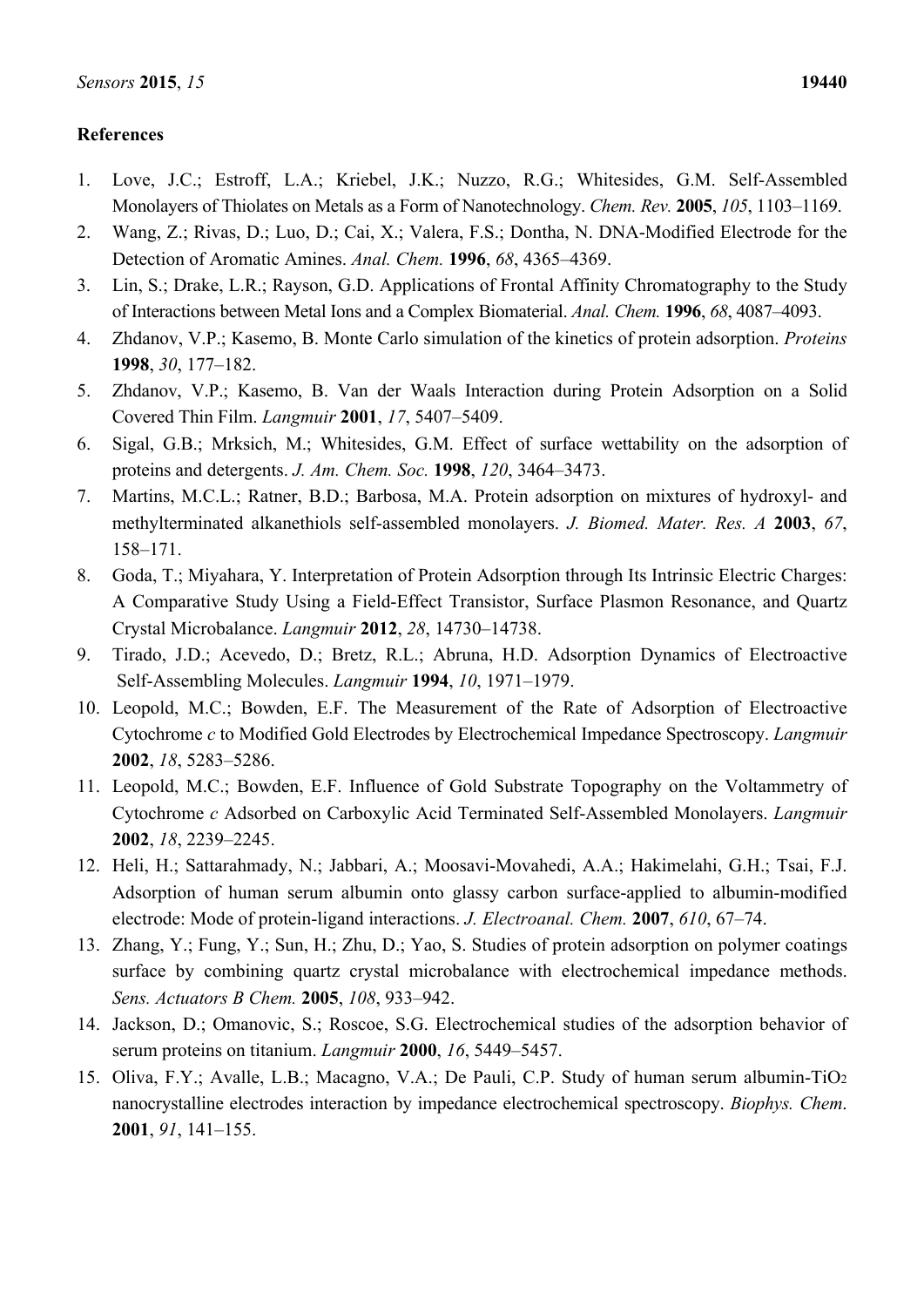## References

1. Love, J.C.; Estroff, L.A.; Kriebel, J.K.; Nuzzo, R.G.; Whitesides, G.M. Self-Assembled Monolayers of Thiolates on Metals as a Form of Nanotechnology. *Chem. Rev.* **2005**, *105*, 1103–1169.
2. Wang, Z.; Rivas, D.; Luo, D.; Cai, X.; Valera, F.S.; Dontha, N. DNA-Modified Electrode for the Detection of Aromatic Amines. *Anal. Chem.* **1996**, *68*, 4365–4369.
3. Lin, S.; Drake, L.R.; Rayson, G.D. Applications of Frontal Affinity Chromatography to the Study of Interactions between Metal Ions and a Complex Biomaterial. *Anal. Chem.* **1996**, *68*, 4087–4093.
4. Zhdanov, V.P.; Kasemo, B. Monte Carlo simulation of the kinetics of protein adsorption. *Proteins* **1998**, *30*, 177–182.
5. Zhdanov, V.P.; Kasemo, B. Van der Waals Interaction during Protein Adsorption on a Solid Covered Thin Film. *Langmuir* **2001**, *17*, 5407–5409.
6. Sigal, G.B.; Mrksich, M.; Whitesides, G.M. Effect of surface wettability on the adsorption of proteins and detergents. *J. Am. Chem. Soc.* **1998**, *120*, 3464–3473.
7. Martins, M.C.L.; Ratner, B.D.; Barbosa, M.A. Protein adsorption on mixtures of hydroxyl- and methylterminated alkanethiols self-assembled monolayers. *J. Biomed. Mater. Res. A* **2003**, *67*, 158–171.
8. Goda, T.; Miyahara, Y. Interpretation of Protein Adsorption through Its Intrinsic Electric Charges: A Comparative Study Using a Field-Effect Transistor, Surface Plasmon Resonance, and Quartz Crystal Microbalance. *Langmuir* **2012**, *28*, 14730–14738.
9. Tirado, J.D.; Acevedo, D.; Bretz, R.L.; Abruna, H.D. Adsorption Dynamics of Electroactive Self-Assembling Molecules. *Langmuir* **1994**, *10*, 1971–1979.
10. Leopold, M.C.; Bowden, E.F. The Measurement of the Rate of Adsorption of Electroactive Cytochrome *c* to Modified Gold Electrodes by Electrochemical Impedance Spectroscopy. *Langmuir* **2002**, *18*, 5283–5286.
11. Leopold, M.C.; Bowden, E.F. Influence of Gold Substrate Topography on the Voltammetry of Cytochrome *c* Adsorbed on Carboxylic Acid Terminated Self-Assembled Monolayers. *Langmuir* **2002**, *18*, 2239–2245.
12. Heli, H.; Sattarahmady, N.; Jabbari, A.; Moosavi-Movahedi, A.A.; Hakimelahi, G.H.; Tsai, F.J. Adsorption of human serum albumin onto glassy carbon surface-applied to albumin-modified electrode: Mode of protein-ligand interactions. *J. Electroanal. Chem.* **2007**, *610*, 67–74.
13. Zhang, Y.; Fung, Y.; Sun, H.; Zhu, D.; Yao, S. Studies of protein adsorption on polymer coatings surface by combining quartz crystal microbalance with electrochemical impedance methods. *Sens. Actuators B Chem.* **2005**, *108*, 933–942.
14. Jackson, D.; Omanovic, S.; Roscoe, S.G. Electrochemical studies of the adsorption behavior of serum proteins on titanium. *Langmuir* **2000**, *16*, 5449–5457.
15. Oliva, F.Y.; Avalle, L.B.; Macagno, V.A.; De Pauli, C.P. Study of human serum albumin-$TiO_2$ nanocrystalline electrodes interaction by impedance electrochemical spectroscopy. *Biophys. Chem.* **2001**, *91*, 141–155.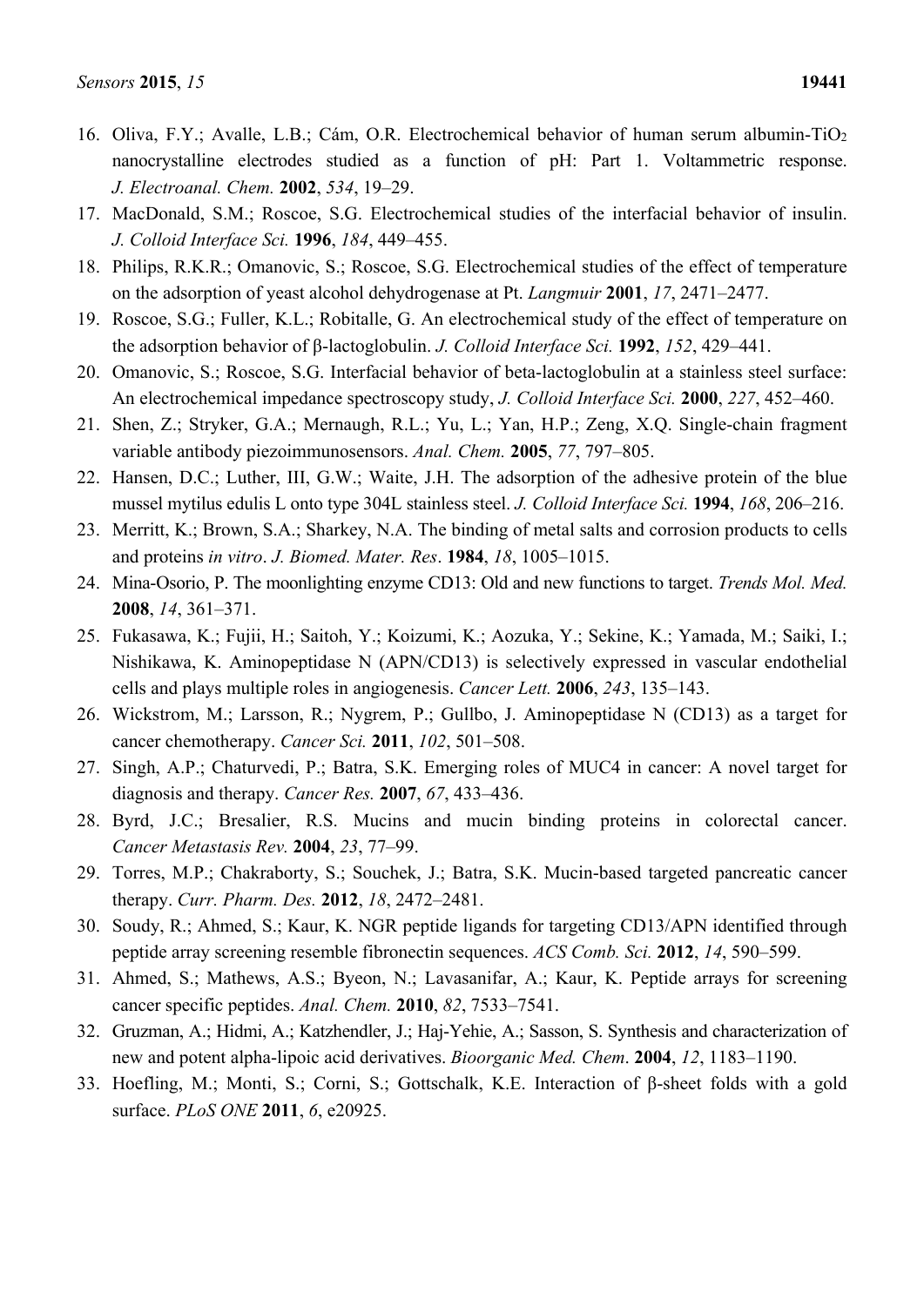16. Oliva, F.Y.; Avalle, L.B.; Cám, O.R. Electrochemical behavior of human serum albumin-$TiO_2$ nanocrystalline electrodes studied as a function of pH: Part 1. Voltammetric response. *J. Electroanal. Chem.* **2002**, *534*, 19–29.
17. MacDonald, S.M.; Roscoe, S.G. Electrochemical studies of the interfacial behavior of insulin. *J. Colloid Interface Sci.* **1996**, *184*, 449–455.
18. Philips, R.K.R.; Omanovic, S.; Roscoe, S.G. Electrochemical studies of the effect of temperature on the adsorption of yeast alcohol dehydrogenase at Pt. *Langmuir* **2001**, *17*, 2471–2477.
19. Roscoe, S.G.; Fuller, K.L.; Robitalle, G. An electrochemical study of the effect of temperature on the adsorption behavior of β-lactoglobulin. *J. Colloid Interface Sci.* **1992**, *152*, 429–441.
20. Omanovic, S.; Roscoe, S.G. Interfacial behavior of beta-lactoglobulin at a stainless steel surface: An electrochemical impedance spectroscopy study, *J. Colloid Interface Sci.* **2000**, *227*, 452–460.
21. Shen, Z.; Stryker, G.A.; Mernaugh, R.L.; Yu, L.; Yan, H.P.; Zeng, X.Q. Single-chain fragment variable antibody piezoimmunosensors. *Anal. Chem.* **2005**, *77*, 797–805.
22. Hansen, D.C.; Luther, III, G.W.; Waite, J.H. The adsorption of the adhesive protein of the blue mussel mytilus edulis L onto type 304L stainless steel. *J. Colloid Interface Sci.* **1994**, *168*, 206–216.
23. Merritt, K.; Brown, S.A.; Sharkey, N.A. The binding of metal salts and corrosion products to cells and proteins *in vitro*. *J. Biomed. Mater. Res*. **1984**, *18*, 1005–1015.
24. Mina-Osorio, P. The moonlighting enzyme CD13: Old and new functions to target. *Trends Mol. Med.* **2008**, *14*, 361–371.
25. Fukasawa, K.; Fujii, H.; Saitoh, Y.; Koizumi, K.; Aozuka, Y.; Sekine, K.; Yamada, M.; Saiki, I.; Nishikawa, K. Aminopeptidase N (APN/CD13) is selectively expressed in vascular endothelial cells and plays multiple roles in angiogenesis. *Cancer Lett.* **2006**, *243*, 135–143.
26. Wickstrom, M.; Larsson, R.; Nygrem, P.; Gullbo, J. Aminopeptidase N (CD13) as a target for cancer chemotherapy. *Cancer Sci.* **2011**, *102*, 501–508.
27. Singh, A.P.; Chaturvedi, P.; Batra, S.K. Emerging roles of MUC4 in cancer: A novel target for diagnosis and therapy. *Cancer Res.* **2007**, *67*, 433–436.
28. Byrd, J.C.; Bresalier, R.S. Mucins and mucin binding proteins in colorectal cancer. *Cancer Metastasis Rev.* **2004**, *23*, 77–99.
29. Torres, M.P.; Chakraborty, S.; Souchek, J.; Batra, S.K. Mucin-based targeted pancreatic cancer therapy. *Curr. Pharm. Des.* **2012**, *18*, 2472–2481.
30. Soudy, R.; Ahmed, S.; Kaur, K. NGR peptide ligands for targeting CD13/APN identified through peptide array screening resemble fibronectin sequences. *ACS Comb. Sci.* **2012**, *14*, 590–599.
31. Ahmed, S.; Mathews, A.S.; Byeon, N.; Lavasanifar, A.; Kaur, K. Peptide arrays for screening cancer specific peptides. *Anal. Chem.* **2010**, *82*, 7533–7541.
32. Gruzman, A.; Hidmi, A.; Katzhendler, J.; Haj-Yehie, A.; Sasson, S. Synthesis and characterization of new and potent alpha-lipoic acid derivatives. *Bioorganic Med. Chem*. **2004**, *12*, 1183–1190.
33. Hoefling, M.; Monti, S.; Corni, S.; Gottschalk, K.E. Interaction of β-sheet folds with a gold surface. *PLoS ONE* **2011**, *6*, e20925.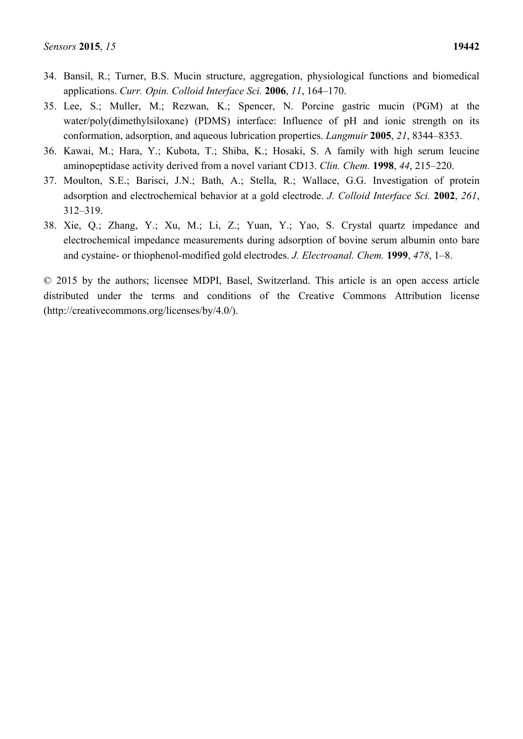34. Bansil, R.; Turner, B.S. Mucin structure, aggregation, physiological functions and biomedical applications. *Curr. Opin. Colloid Interface Sci.* **2006**, *11*, 164–170.
35. Lee, S.; Muller, M.; Rezwan, K.; Spencer, N. Porcine gastric mucin (PGM) at the water/poly(dimethylsiloxane) (PDMS) interface: Influence of pH and ionic strength on its conformation, adsorption, and aqueous lubrication properties. *Langmuir* **2005**, *21*, 8344–8353.
36. Kawai, M.; Hara, Y.; Kubota, T.; Shiba, K.; Hosaki, S. A family with high serum leucine aminopeptidase activity derived from a novel variant CD13. *Clin. Chem.* **1998**, *44*, 215–220.
37. Moulton, S.E.; Barisci, J.N.; Bath, A.; Stella, R.; Wallace, G.G. Investigation of protein adsorption and electrochemical behavior at a gold electrode. *J. Colloid Interface Sci.* **2002**, *261*, 312–319.
38. Xie, Q.; Zhang, Y.; Xu, M.; Li, Z.; Yuan, Y.; Yao, S. Crystal quartz impedance and electrochemical impedance measurements during adsorption of bovine serum albumin onto bare and cystaine- or thiophenol-modified gold electrodes. *J. Electroanal. Chem.* **1999**, *478*, 1–8.

© 2015 by the authors; licensee MDPI, Basel, Switzerland. This article is an open access article distributed under the terms and conditions of the Creative Commons Attribution license (http://creativecommons.org/licenses/by/4.0/).